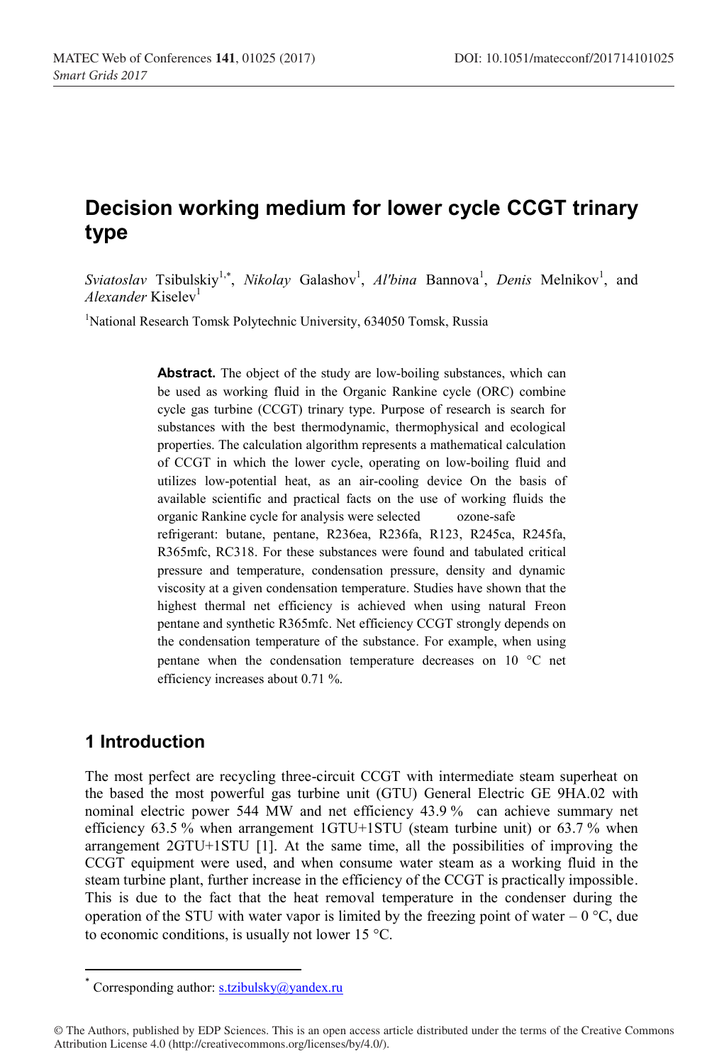# Decision working medium for lower cycle CCGT trinary type

*Sviatoslav* Tsibulskiy[1,*], *Nikolay* Galashov[1], *Al'bina* Bannova[1], *Denis* Melnikov[1], and *Alexander* Kiselev[1]

[1]National Research Tomsk Polytechnic University, 634050 Tomsk, Russia

**Abstract.** The object of the study are low-boiling substances, which can be used as working fluid in the Organic Rankine cycle (ORC) combine cycle gas turbine (CCGT) trinary type. Purpose of research is search for substances with the best thermodynamic, thermophysical and ecological properties. The calculation algorithm represents a mathematical calculation of CCGT in which the lower cycle, operating on low-boiling fluid and utilizes low-potential heat, as an air-cooling device On the basis of available scientific and practical facts on the use of working fluids the organic Rankine cycle for analysis were selected ozone-safe refrigerant: butane, pentane, R236ea, R236fa, R123, R245ca, R245fa, R365mfc, RC318. For these substances were found and tabulated critical pressure and temperature, condensation pressure, density and dynamic viscosity at a given condensation temperature. Studies have shown that the highest thermal net efficiency is achieved when using natural Freon pentane and synthetic R365mfc. Net efficiency CCGT strongly depends on the condensation temperature of the substance. For example, when using pentane when the condensation temperature decreases on 10 °C net efficiency increases about 0.71 %.

## 1 Introduction

The most perfect are recycling three-circuit CCGT with intermediate steam superheat on the based the most powerful gas turbine unit (GTU) General Electric GE 9HA.02 with nominal electric power 544 MW and net efficiency 43.9 % can achieve summary net efficiency 63.5 % when arrangement 1GTU+1STU (steam turbine unit) or 63.7 % when arrangement 2GTU+1STU [1]. At the same time, all the possibilities of improving the CCGT equipment were used, and when consume water steam as a working fluid in the steam turbine plant, further increase in the efficiency of the CCGT is practically impossible. This is due to the fact that the heat removal temperature in the condenser during the operation of the STU with water vapor is limited by the freezing point of water – 0 °C, due to economic conditions, is usually not lower 15 °C.

[*] Corresponding author: s.tzibulsky@yandex.ru

© The Authors, published by EDP Sciences. This is an open access article distributed under the terms of the Creative Commons Attribution License 4.0 (http://creativecommons.org/licenses/by/4.0/).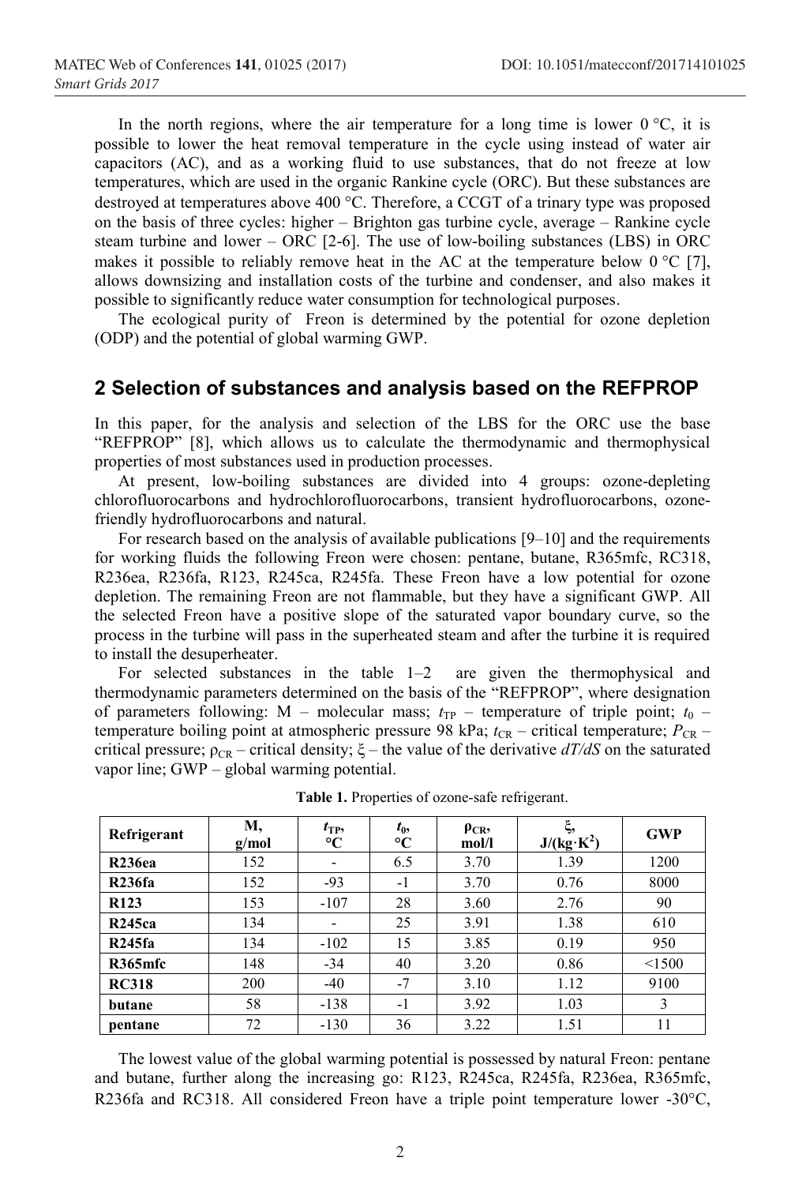In the north regions, where the air temperature for a long time is lower 0 °C, it is possible to lower the heat removal temperature in the cycle using instead of water air capacitors (AC), and as a working fluid to use substances, that do not freeze at low temperatures, which are used in the organic Rankine cycle (ORC). But these substances are destroyed at temperatures above 400 °C. Therefore, a CCGT of a trinary type was proposed on the basis of three cycles: higher – Brighton gas turbine cycle, average – Rankine cycle steam turbine and lower – ORC [2-6]. The use of low-boiling substances (LBS) in ORC makes it possible to reliably remove heat in the AC at the temperature below 0 °C [7], allows downsizing and installation costs of the turbine and condenser, and also makes it possible to significantly reduce water consumption for technological purposes.

The ecological purity of Freon is determined by the potential for ozone depletion (ODP) and the potential of global warming GWP.

## 2 Selection of substances and analysis based on the REFPROP

In this paper, for the analysis and selection of the LBS for the ORC use the base "REFPROP" [8], which allows us to calculate the thermodynamic and thermophysical properties of most substances used in production processes.

At present, low-boiling substances are divided into 4 groups: ozone-depleting chlorofluorocarbons and hydrochlorofluorocarbons, transient hydrofluorocarbons, ozone-friendly hydrofluorocarbons and natural.

For research based on the analysis of available publications [9–10] and the requirements for working fluids the following Freon were chosen: pentane, butane, R365mfc, RC318, R236ea, R236fa, R123, R245ca, R245fa. These Freon have a low potential for ozone depletion. The remaining Freon are not flammable, but they have a significant GWP. All the selected Freon have a positive slope of the saturated vapor boundary curve, so the process in the turbine will pass in the superheated steam and after the turbine it is required to install the desuperheater.

For selected substances in the table 1–2 are given the thermophysical and thermodynamic parameters determined on the basis of the "REFPROP", where designation of parameters following: M – molecular mass; $t_{TP}$ – temperature of triple point; $t_0$ – temperature boiling point at atmospheric pressure 98 kPa; $t_{CR}$ – critical temperature; $P_{CR}$ – critical pressure; $\rho_{CR}$ – critical density; $\xi$ – the value of the derivative $dT/dS$ on the saturated vapor line; GWP – global warming potential.

**Table 1.** Properties of ozone-safe refrigerant.

| Refrigerant | M, g/mol | $t_{TP}$, °C | $t_0$, °C | $\rho_{CR}$, mol/l | $\xi$, J/(kg·K$^2$) | GWP |
|---|---|---|---|---|---|---|
| **R236ea** | 152 | - | 6.5 | 3.70 | 1.39 | 1200 |
| **R236fa** | 152 | -93 | -1 | 3.70 | 0.76 | 8000 |
| **R123** | 153 | -107 | 28 | 3.60 | 2.76 | 90 |
| **R245ca** | 134 | - | 25 | 3.91 | 1.38 | 610 |
| **R245fa** | 134 | -102 | 15 | 3.85 | 0.19 | 950 |
| **R365mfc** | 148 | -34 | 40 | 3.20 | 0.86 | <1500 |
| **RC318** | 200 | -40 | -7 | 3.10 | 1.12 | 9100 |
| **butane** | 58 | -138 | -1 | 3.92 | 1.03 | 3 |
| **pentane** | 72 | -130 | 36 | 3.22 | 1.51 | 11 |

The lowest value of the global warming potential is possessed by natural Freon: pentane and butane, further along the increasing go: R123, R245ca, R245fa, R236ea, R365mfc, R236fa and RC318. All considered Freon have a triple point temperature lower -30°C,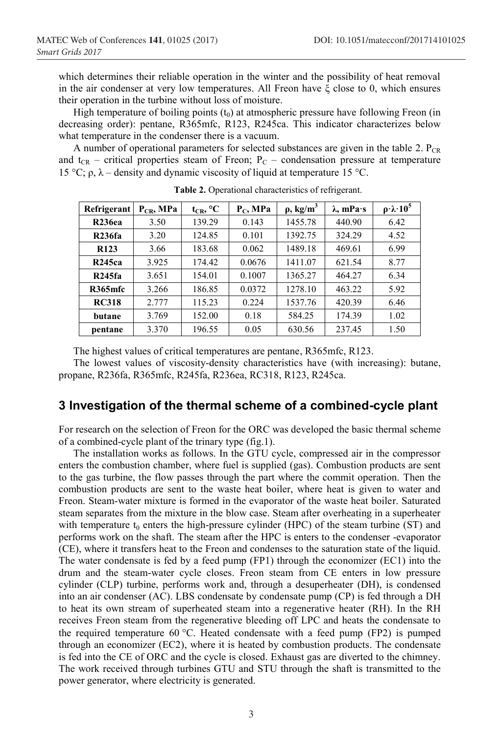which determines their reliable operation in the winter and the possibility of heat removal in the air condenser at very low temperatures. All Freon have ξ close to 0, which ensures their operation in the turbine without loss of moisture.

High temperature of boiling points ($t_0$) at atmospheric pressure have following Freon (in decreasing order): pentane, R365mfc, R123, R245ca. This indicator characterizes below what temperature in the condenser there is a vacuum.

A number of operational parameters for selected substances are given in the table 2. $P_{CR}$ and $t_{CR}$ – critical properties steam of Freon; $P_C$ – condensation pressure at temperature 15 °C; ρ, λ – density and dynamic viscosity of liquid at temperature 15 °C.

**Table 2.** Operational characteristics of refrigerant.

| Refrigerant | $P_{CR}$, MPa | $t_{CR}$, °C | $P_C$, MPa | ρ, kg/m$^3$ | λ, mPa·s | $\rho \cdot \lambda \cdot 10^5$ |
|---|---|---|---|---|---|---|
| **R236ea** | 3.50 | 139.29 | 0.143 | 1455.78 | 440.90 | 6.42 |
| **R236fa** | 3.20 | 124.85 | 0.101 | 1392.75 | 324.29 | 4.52 |
| **R123** | 3.66 | 183.68 | 0.062 | 1489.18 | 469.61 | 6.99 |
| **R245ca** | 3.925 | 174.42 | 0.0676 | 1411.07 | 621.54 | 8.77 |
| **R245fa** | 3.651 | 154.01 | 0.1007 | 1365.27 | 464.27 | 6.34 |
| **R365mfc** | 3.266 | 186.85 | 0.0372 | 1278.10 | 463.22 | 5.92 |
| **RC318** | 2.777 | 115.23 | 0.224 | 1537.76 | 420.39 | 6.46 |
| **butane** | 3.769 | 152.00 | 0.18 | 584.25 | 174.39 | 1.02 |
| **pentane** | 3.370 | 196.55 | 0.05 | 630.56 | 237.45 | 1.50 |

The highest values of critical temperatures are pentane, R365mfc, R123.

The lowest values of viscosity-density characteristics have (with increasing): butane, propane, R236fa, R365mfc, R245fa, R236ea, RC318, R123, R245ca.

## 3 Investigation of the thermal scheme of a combined-cycle plant

For research on the selection of Freon for the ORC was developed the basic thermal scheme of a combined-cycle plant of the trinary type (fig.1).

The installation works as follows. In the GTU cycle, compressed air in the compressor enters the combustion chamber, where fuel is supplied (gas). Combustion products are sent to the gas turbine, the flow passes through the part where the commit operation. Then the combustion products are sent to the waste heat boiler, where heat is given to water and Freon. Steam-water mixture is formed in the evaporator of the waste heat boiler. Saturated steam separates from the mixture in the blow case. Steam after overheating in a superheater with temperature $t_0$ enters the high-pressure cylinder (HPC) of the steam turbine (ST) and performs work on the shaft. The steam after the HPC is enters to the condenser -evaporator (CE), where it transfers heat to the Freon and condenses to the saturation state of the liquid. The water condensate is fed by a feed pump (FP1) through the economizer (EC1) into the drum and the steam-water cycle closes. Freon steam from CE enters in low pressure cylinder (CLP) turbine, performs work and, through a desuperheater (DH), is condensed into an air condenser (AC). LBS condensate by condensate pump (CP) is fed through a DH to heat its own stream of superheated steam into a regenerative heater (RH). In the RH receives Freon steam from the regenerative bleeding off LPC and heats the condensate to the required temperature 60 °C. Heated condensate with a feed pump (FP2) is pumped through an economizer (EC2), where it is heated by combustion products. The condensate is fed into the CE of ORC and the cycle is closed. Exhaust gas are diverted to the chimney. The work received through turbines GTU and STU through the shaft is transmitted to the power generator, where electricity is generated.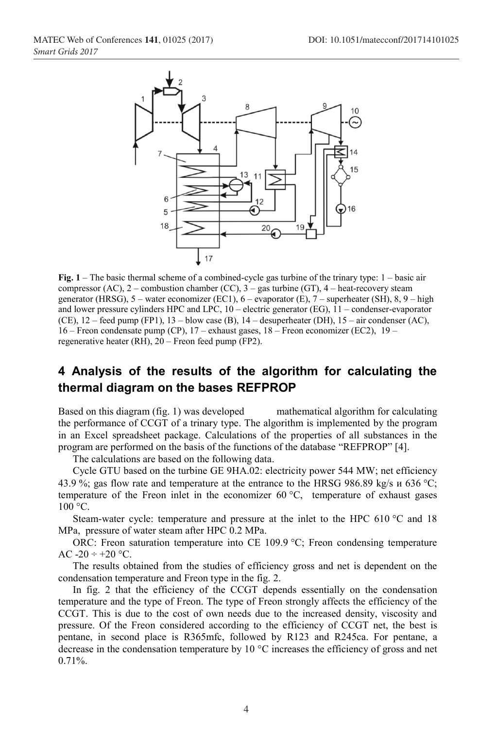1
2
3
8
9
10
7
4
13
11
14
15
6
12
5
16
18
20
19
17

**Fig. 1** – The basic thermal scheme of a combined-cycle gas turbine of the trinary type: 1 – basic air compressor (AC), 2 – combustion chamber (CC), 3 – gas turbine (GT), 4 – heat-recovery steam generator (HRSG), 5 – water economizer (EC1), 6 – evaporator (E), 7 – superheater (SH), 8, 9 – high and lower pressure cylinders HPC and LPC, 10 – electric generator (EG), 11 – condenser-evaporator (CE), 12 – feed pump (FP1), 13 – blow case (B), 14 – desuperheater (DH), 15 – air condenser (AC), 16 – Freon condensate pump (CP), 17 – exhaust gases, 18 – Freon economizer (EC2), 19 – regenerative heater (RH), 20 – Freon feed pump (FP2).

## 4 Analysis of the results of the algorithm for calculating the thermal diagram on the bases REFPROP

Based on this diagram (fig. 1) was developed mathematical algorithm for calculating the performance of CCGT of a trinary type. The algorithm is implemented by the program in an Excel spreadsheet package. Calculations of the properties of all substances in the program are performed on the basis of the functions of the database "REFPROP" [4].

The calculations are based on the following data.

Cycle GTU based on the turbine GE 9HA.02: electricity power 544 MW; net efficiency 43.9 %; gas flow rate and temperature at the entrance to the HRSG 986.89 kg/s и 636 °C; temperature of the Freon inlet in the economizer 60 °C, temperature of exhaust gases 100 °C.

Steam-water cycle: temperature and pressure at the inlet to the HPC 610 °C and 18 MPa, pressure of water steam after HPC 0.2 MPa.

ORC: Freon saturation temperature into CE 109.9 °C; Freon condensing temperature AC -20 ÷ +20 °C.

The results obtained from the studies of efficiency gross and net is dependent on the condensation temperature and Freon type in the fig. 2.

In fig. 2 that the efficiency of the CCGT depends essentially on the condensation temperature and the type of Freon. The type of Freon strongly affects the efficiency of the CCGT. This is due to the cost of own needs due to the increased density, viscosity and pressure. Of the Freon considered according to the efficiency of CCGT net, the best is pentane, in second place is R365mfc, followed by R123 and R245ca. For pentane, a decrease in the condensation temperature by 10 °C increases the efficiency of gross and net 0.71%.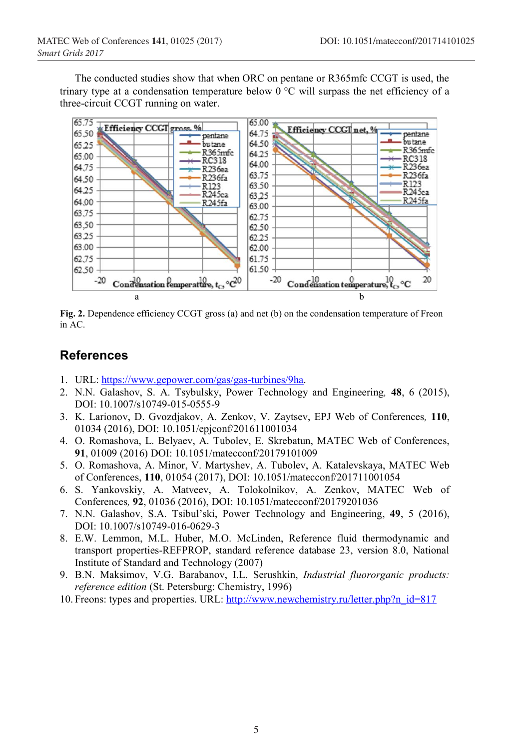The conducted studies show that when ORC on pentane or R365mfc CCGT is used, the trinary type at a condensation temperature below 0 °C will surpass the net efficiency of a three-circuit CCGT running on water.

Efficiency CCGT gross, %

65.75
65.50
65.25
65.00
64.75
64.50
64.25
64.00
63.75
63.50
63.25
63.00
62.75
62.50

-20 -10 0 10 20

Condensation temperature, $t_C$, °C

pentane
butane
R365mfc
RC318
R236ea
R236fa
R123
R245ca
R245fa

a

Efficiency CCGT net, %

65.00
64.75
64.50
64.25
64.00
63.75
63.50
63.25
63.00
62.75
62.50
62.25
62.00
61.75
61.50

-20 -10 0 10 20

Condensation temperature, $t_C$, °C

pentane
butane
R365mfc
RC318
R236ea
R236fa
R123
R245ca
R245fa

b

**Fig. 2.** Dependence efficiency CCGT gross (a) and net (b) on the condensation temperature of Freon in AC.

## References

1. URL: https://www.gepower.com/gas/gas-turbines/9ha.
2. N.N. Galashov, S. A. Tsybulsky, Power Technology and Engineering, **48**, 6 (2015), DOI: 10.1007/s10749-015-0555-9
3. K. Larionov, D. Gvozdjakov, A. Zenkov, V. Zaytsev, EPJ Web of Conferences, **110**, 01034 (2016), DOI: 10.1051/epjconf/201611001034
4. O. Romashova, L. Belyaev, A. Tubolev, E. Skrebatun, MATEC Web of Conferences, **91**, 01009 (2016) DOI: 10.1051/matecconf/20179101009
5. O. Romashova, A. Minor, V. Martyshev, A. Tubolev, A. Katalevskaya, MATEC Web of Conferences, **110**, 01054 (2017), DOI: 10.1051/matecconf/201711001054
6. S. Yankovskiy, A. Matveev, A. Tolokolnikov, A. Zenkov, MATEC Web of Conferences, **92**, 01036 (2016), DOI: 10.1051/matecconf/20179201036
7. N.N. Galashov, S.A. Tsibul'ski, Power Technology and Engineering, **49**, 5 (2016), DOI: 10.1007/s10749-016-0629-3
8. E.W. Lemmon, M.L. Huber, M.O. McLinden, Reference fluid thermodynamic and transport properties-REFPROP, standard reference database 23, version 8.0, National Institute of Standard and Technology (2007)
9. B.N. Maksimov, V.G. Barabanov, I.L. Serushkin, *Industrial fluororganic products: reference edition* (St. Petersburg: Chemistry, 1996)
10. Freons: types and properties. URL: http://www.newchemistry.ru/letter.php?n_id=817